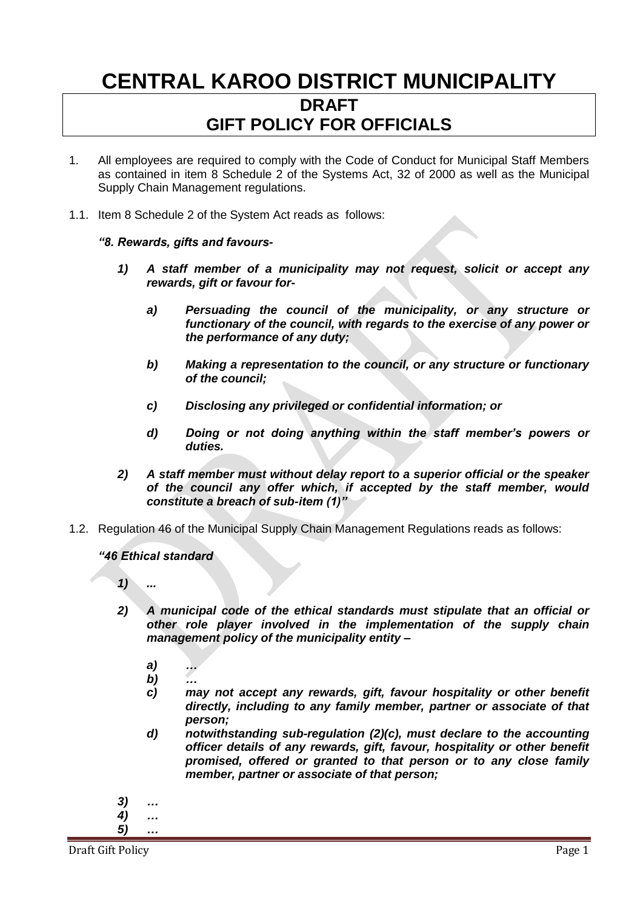# CENTRAL KAROO DISTRICT MUNICIPALITY

## DRAFT
## GIFT POLICY FOR OFFICIALS

1. All employees are required to comply with the Code of Conduct for Municipal Staff Members as contained in item 8 Schedule 2 of the Systems Act, 32 of 2000 as well as the Municipal Supply Chain Management regulations.

1.1. Item 8 Schedule 2 of the System Act reads as follows:

***"8. Rewards, gifts and favours-***

> ***1) A staff member of a municipality may not request, solicit or accept any rewards, gift or favour for-***
>
> > ***a) Persuading the council of the municipality, or any structure or functionary of the council, with regards to the exercise of any power or the performance of any duty;***
> >
> > ***b) Making a representation to the council, or any structure or functionary of the council;***
> >
> > ***c) Disclosing any privileged or confidential information; or***
> >
> > ***d) Doing or not doing anything within the staff member's powers or duties.***
>
> ***2) A staff member must without delay report to a superior official or the speaker of the council any offer which, if accepted by the staff member, would constitute a breach of sub-item (1)"***

1.2. Regulation 46 of the Municipal Supply Chain Management Regulations reads as follows:

***"46 Ethical standard***

> ***1) ...***
>
> ***2) A municipal code of the ethical standards must stipulate that an official or other role player involved in the implementation of the supply chain management policy of the municipality entity –***
>
> > ***a) …***
> > ***b) …***
> > ***c) may not accept any rewards, gift, favour hospitality or other benefit directly, including to any family member, partner or associate of that person;***
> > ***d) notwithstanding sub-regulation (2)(c), must declare to the accounting officer details of any rewards, gift, favour, hospitality or other benefit promised, offered or granted to that person or to any close family member, partner or associate of that person;***
>
> ***3) …***
> ***4) …***
> ***5) …***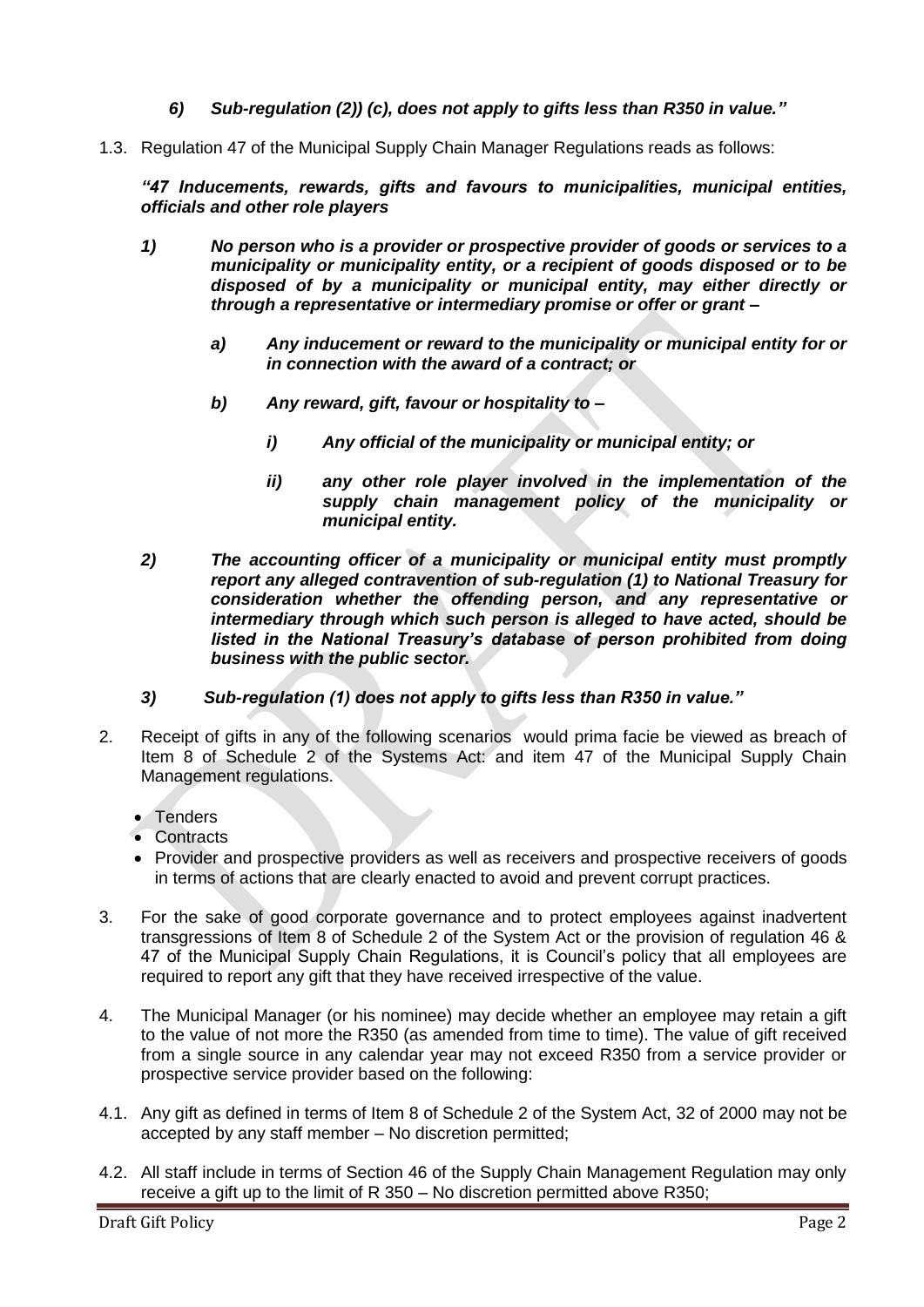*6) Sub-regulation (2)) (c), does not apply to gifts less than R350 in value."*

1.3. Regulation 47 of the Municipal Supply Chain Manager Regulations reads as follows:

***"47 Inducements, rewards, gifts and favours to municipalities, municipal entities, officials and other role players***

***1) No person who is a provider or prospective provider of goods or services to a municipality or municipality entity, or a recipient of goods disposed or to be disposed of by a municipality or municipal entity, may either directly or through a representative or intermediary promise or offer or grant –***

***a) Any inducement or reward to the municipality or municipal entity for or in connection with the award of a contract; or***

***b) Any reward, gift, favour or hospitality to –***

***i) Any official of the municipality or municipal entity; or***

***ii) any other role player involved in the implementation of the supply chain management policy of the municipality or municipal entity.***

***2) The accounting officer of a municipality or municipal entity must promptly report any alleged contravention of sub-regulation (1) to National Treasury for consideration whether the offending person, and any representative or intermediary through which such person is alleged to have acted, should be listed in the National Treasury's database of person prohibited from doing business with the public sector.***

***3) Sub-regulation (1) does not apply to gifts less than R350 in value."***

2. Receipt of gifts in any of the following scenarios would prima facie be viewed as breach of Item 8 of Schedule 2 of the Systems Act: and item 47 of the Municipal Supply Chain Management regulations.

- Tenders
- Contracts
- Provider and prospective providers as well as receivers and prospective receivers of goods in terms of actions that are clearly enacted to avoid and prevent corrupt practices.

3. For the sake of good corporate governance and to protect employees against inadvertent transgressions of Item 8 of Schedule 2 of the System Act or the provision of regulation 46 & 47 of the Municipal Supply Chain Regulations, it is Council's policy that all employees are required to report any gift that they have received irrespective of the value.

4. The Municipal Manager (or his nominee) may decide whether an employee may retain a gift to the value of not more the R350 (as amended from time to time). The value of gift received from a single source in any calendar year may not exceed R350 from a service provider or prospective service provider based on the following:

4.1. Any gift as defined in terms of Item 8 of Schedule 2 of the System Act, 32 of 2000 may not be accepted by any staff member – No discretion permitted;

4.2. All staff include in terms of Section 46 of the Supply Chain Management Regulation may only receive a gift up to the limit of R 350 – No discretion permitted above R350;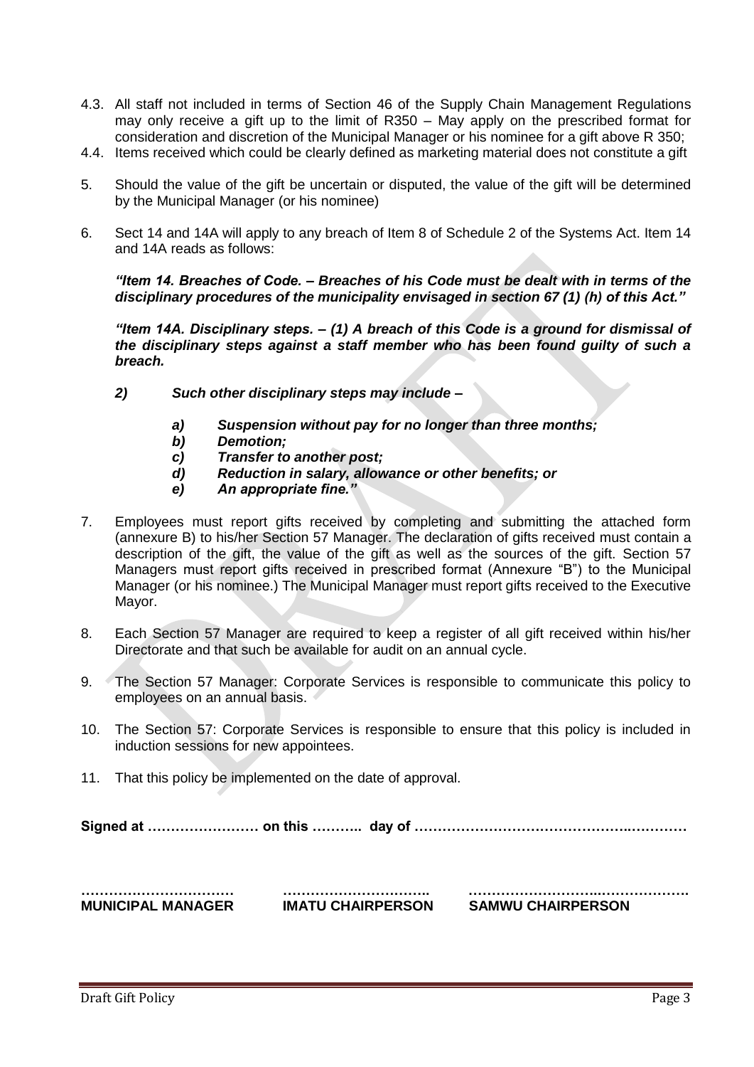4.3. All staff not included in terms of Section 46 of the Supply Chain Management Regulations may only receive a gift up to the limit of R350 – May apply on the prescribed format for consideration and discretion of the Municipal Manager or his nominee for a gift above R 350;

4.4. Items received which could be clearly defined as marketing material does not constitute a gift

5. Should the value of the gift be uncertain or disputed, the value of the gift will be determined by the Municipal Manager (or his nominee)

6. Sect 14 and 14A will apply to any breach of Item 8 of Schedule 2 of the Systems Act. Item 14 and 14A reads as follows:

   ***"Item 14. Breaches of Code. – Breaches of his Code must be dealt with in terms of the disciplinary procedures of the municipality envisaged in section 67 (1) (h) of this Act."***

   ***"Item 14A. Disciplinary steps. – (1) A breach of this Code is a ground for dismissal of the disciplinary steps against a staff member who has been found guilty of such a breach.***

   ***2) Such other disciplinary steps may include –***

   ***a) Suspension without pay for no longer than three months;***
   ***b) Demotion;***
   ***c) Transfer to another post;***
   ***d) Reduction in salary, allowance or other benefits; or***
   ***e) An appropriate fine."***

7. Employees must report gifts received by completing and submitting the attached form (annexure B) to his/her Section 57 Manager. The declaration of gifts received must contain a description of the gift, the value of the gift as well as the sources of the gift. Section 57 Managers must report gifts received in prescribed format (Annexure "B") to the Municipal Manager (or his nominee.) The Municipal Manager must report gifts received to the Executive Mayor.

8. Each Section 57 Manager are required to keep a register of all gift received within his/her Directorate and that such be available for audit on an annual cycle.

9. The Section 57 Manager: Corporate Services is responsible to communicate this policy to employees on an annual basis.

10. The Section 57: Corporate Services is responsible to ensure that this policy is included in induction sessions for new appointees.

11. That this policy be implemented on the date of approval.

**Signed at …………………… on this ……….. day of …………………………………….…………**

| ………………………… | ………………………… | ……………………….………………. |
|---|---|---|
| **MUNICIPAL MANAGER** | **IMATU CHAIRPERSON** | **SAMWU CHAIRPERSON** |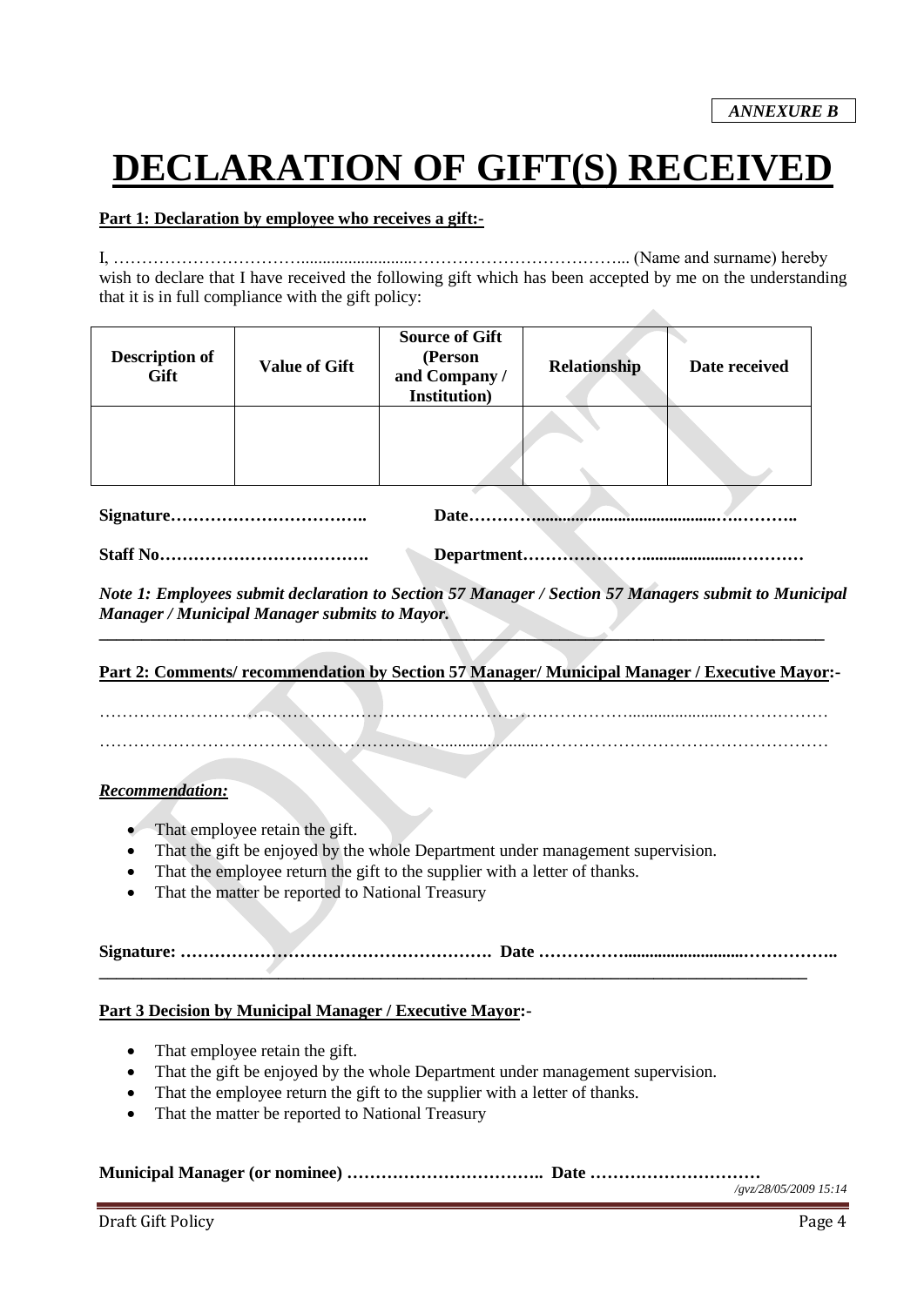*ANNEXURE B*

# DECLARATION OF GIFT(S) RECEIVED

**Part 1: Declaration by employee who receives a gift:-**

I, ……………………………..........................………………………………... (Name and surname) hereby wish to declare that I have received the following gift which has been accepted by me on the understanding that it is in full compliance with the gift policy:

| Description of Gift | Value of Gift | Source of Gift (Person and Company / Institution) | Relationship | Date received |
|---|---|---|---|---|
| | | | | |

**Signature……………………………..** **Date………….........................................…………..**

**Staff No……………………………….** **Department…………………....................…………**

***Note 1: Employees submit declaration to Section 57 Manager / Section 57 Managers submit to Municipal Manager / Municipal Manager submits to Mayor.***

---

**Part 2: Comments/ recommendation by Section 57 Manager/ Municipal Manager / Executive Mayor:-**

………………………………………………………………………………………......................………………

…………………………………………………….......................……………………………………………

***Recommendation:***

- That employee retain the gift.
- That the gift be enjoyed by the whole Department under management supervision.
- That the employee return the gift to the supplier with a letter of thanks.
- That the matter be reported to National Treasury

**Signature: ………………………………………………. Date ……………..........................……………..**

---

**Part 3 Decision by Municipal Manager / Executive Mayor:-**

- That employee retain the gift.
- That the gift be enjoyed by the whole Department under management supervision.
- That the employee return the gift to the supplier with a letter of thanks.
- That the matter be reported to National Treasury

**Municipal Manager (or nominee) …………………………….. Date …………………………**

*/gvz/28/05/2009 15:14*